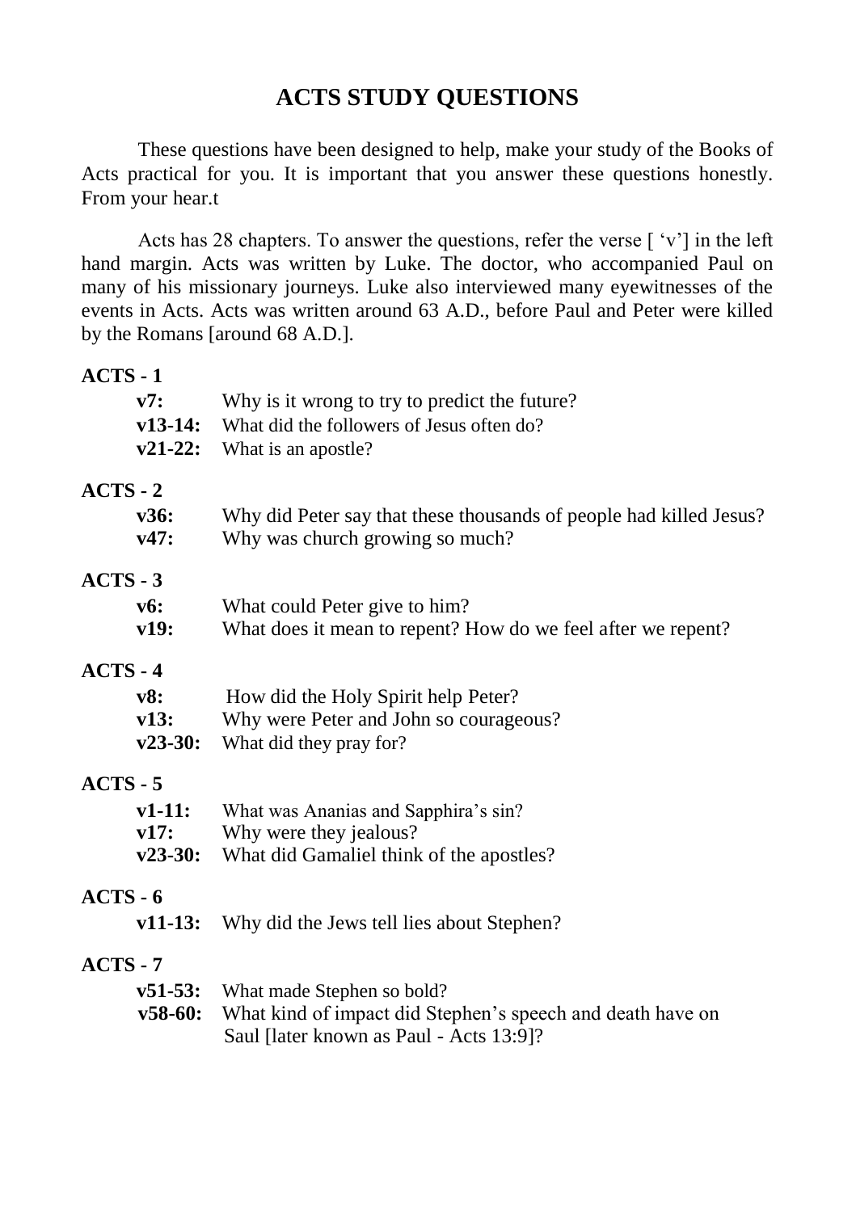# ACTS STUDY QUESTIONS

These questions have been designed to help, make your study of the Books of Acts practical for you. It is important that you answer these questions honestly. From your hear.t

Acts has 28 chapters. To answer the questions, refer the verse [ 'v'] in the left hand margin. Acts was written by Luke. The doctor, who accompanied Paul on many of his missionary journeys. Luke also interviewed many eyewitnesses of the events in Acts. Acts was written around 63 A.D., before Paul and Peter were killed by the Romans [around 68 A.D.].

## ACTS - 1

**v7:** Why is it wrong to try to predict the future?
**v13-14:** What did the followers of Jesus often do?
**v21-22:** What is an apostle?

## ACTS - 2

**v36:** Why did Peter say that these thousands of people had killed Jesus?
**v47:** Why was church growing so much?

## ACTS - 3

**v6:** What could Peter give to him?
**v19:** What does it mean to repent? How do we feel after we repent?

## ACTS - 4

**v8:** How did the Holy Spirit help Peter?
**v13:** Why were Peter and John so courageous?
**v23-30:** What did they pray for?

## ACTS - 5

**v1-11:** What was Ananias and Sapphira's sin?
**v17:** Why were they jealous?
**v23-30:** What did Gamaliel think of the apostles?

## ACTS - 6

**v11-13:** Why did the Jews tell lies about Stephen?

## ACTS - 7

**v51-53:** What made Stephen so bold?
**v58-60:** What kind of impact did Stephen's speech and death have on Saul [later known as Paul - Acts 13:9]?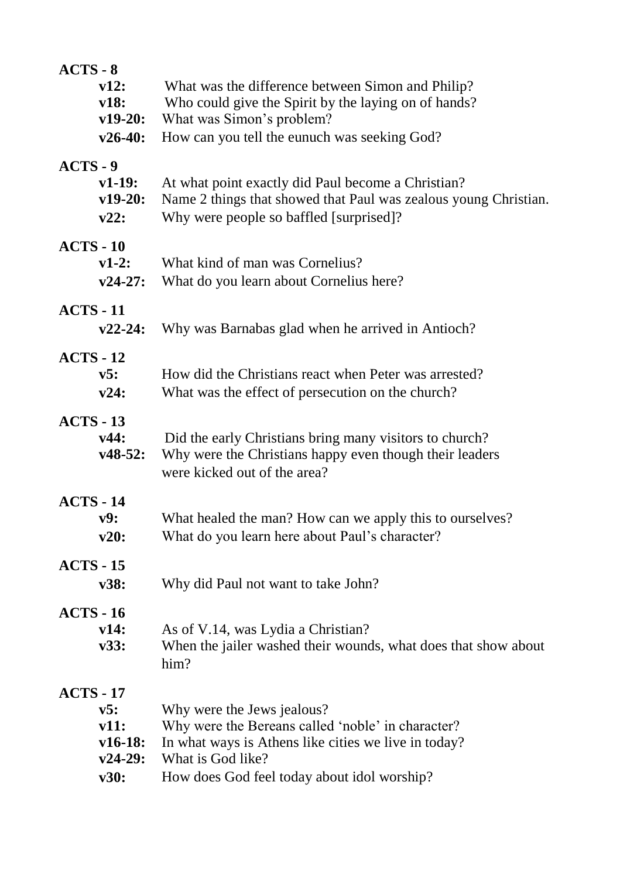## ACTS - 8

**v12:** What was the difference between Simon and Philip?
**v18:** Who could give the Spirit by the laying on of hands?
**v19-20:** What was Simon's problem?
**v26-40:** How can you tell the eunuch was seeking God?

## ACTS - 9

**v1-19:** At what point exactly did Paul become a Christian?
**v19-20:** Name 2 things that showed that Paul was zealous young Christian.
**v22:** Why were people so baffled [surprised]?

## ACTS - 10

**v1-2:** What kind of man was Cornelius?
**v24-27:** What do you learn about Cornelius here?

## ACTS - 11

**v22-24:** Why was Barnabas glad when he arrived in Antioch?

## ACTS - 12

**v5:** How did the Christians react when Peter was arrested?
**v24:** What was the effect of persecution on the church?

## ACTS - 13

**v44:** Did the early Christians bring many visitors to church?
**v48-52:** Why were the Christians happy even though their leaders were kicked out of the area?

## ACTS - 14

**v9:** What healed the man? How can we apply this to ourselves?
**v20:** What do you learn here about Paul's character?

## ACTS - 15

**v38:** Why did Paul not want to take John?

## ACTS - 16

**v14:** As of V.14, was Lydia a Christian?
**v33:** When the jailer washed their wounds, what does that show about him?

## ACTS - 17

**v5:** Why were the Jews jealous?
**v11:** Why were the Bereans called 'noble' in character?
**v16-18:** In what ways is Athens like cities we live in today?
**v24-29:** What is God like?
**v30:** How does God feel today about idol worship?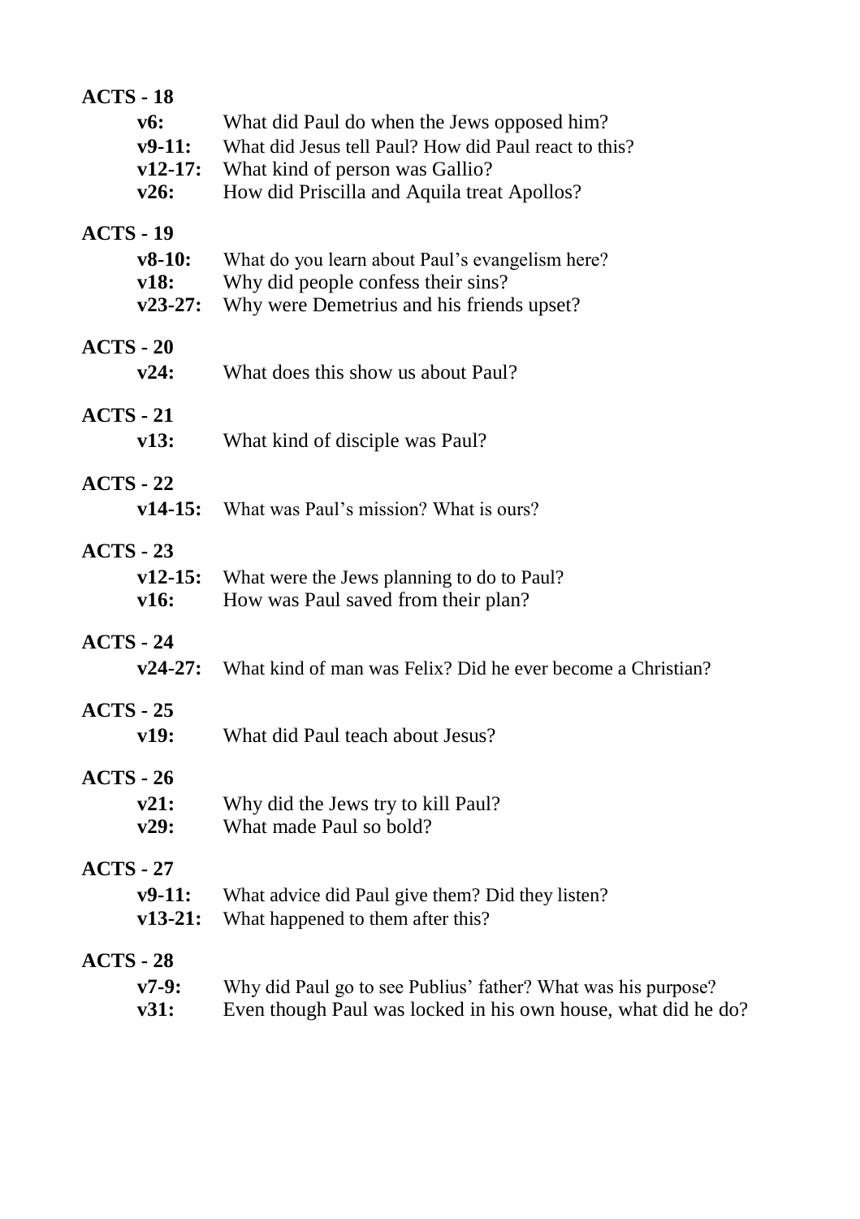**ACTS - 18**

- **v6:** What did Paul do when the Jews opposed him?
- **v9-11:** What did Jesus tell Paul? How did Paul react to this?
- **v12-17:** What kind of person was Gallio?
- **v26:** How did Priscilla and Aquila treat Apollos?

**ACTS - 19**

- **v8-10:** What do you learn about Paul's evangelism here?
- **v18:** Why did people confess their sins?
- **v23-27:** Why were Demetrius and his friends upset?

**ACTS - 20**

- **v24:** What does this show us about Paul?

**ACTS - 21**

- **v13:** What kind of disciple was Paul?

**ACTS - 22**

- **v14-15:** What was Paul's mission? What is ours?

**ACTS - 23**

- **v12-15:** What were the Jews planning to do to Paul?
- **v16:** How was Paul saved from their plan?

**ACTS - 24**

- **v24-27:** What kind of man was Felix? Did he ever become a Christian?

**ACTS - 25**

- **v19:** What did Paul teach about Jesus?

**ACTS - 26**

- **v21:** Why did the Jews try to kill Paul?
- **v29:** What made Paul so bold?

**ACTS - 27**

- **v9-11:** What advice did Paul give them? Did they listen?
- **v13-21:** What happened to them after this?

**ACTS - 28**

- **v7-9:** Why did Paul go to see Publius' father? What was his purpose?
- **v31:** Even though Paul was locked in his own house, what did he do?